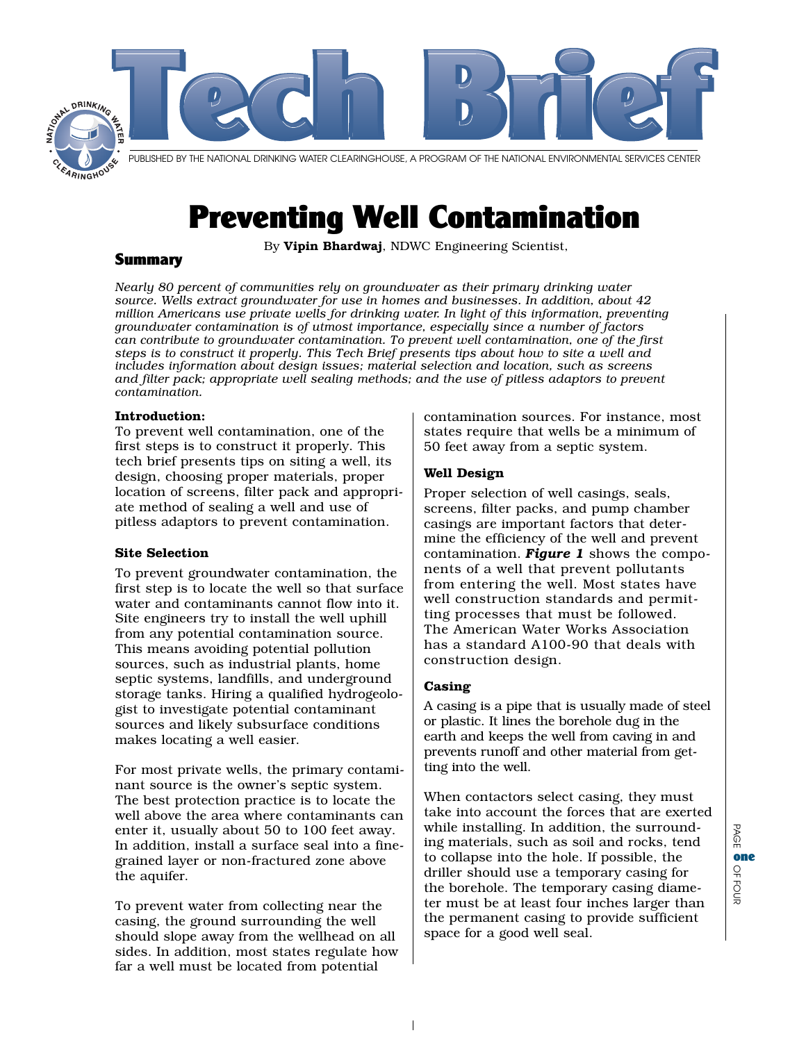# Tech Brief

PUBLISHED BY THE NATIONAL DRINKING WATER CLEARINGHOUSE, A PROGRAM OF THE NATIONAL ENVIRONMENTAL SERVICES CENTER

# Preventing Well Contamination

By **Vipin Bhardwaj**, NDWC Engineering Scientist,

## Summary

*Nearly 80 percent of communities rely on groundwater as their primary drinking water source. Wells extract groundwater for use in homes and businesses. In addition, about 42 million Americans use private wells for drinking water. In light of this information, preventing groundwater contamination is of utmost importance, especially since a number of factors can contribute to groundwater contamination. To prevent well contamination, one of the first steps is to construct it properly. This Tech Brief presents tips about how to site a well and includes information about design issues; material selection and location, such as screens and filter pack; appropriate well sealing methods; and the use of pitless adaptors to prevent contamination.*

### Introduction:

To prevent well contamination, one of the first steps is to construct it properly. This tech brief presents tips on siting a well, its design, choosing proper materials, proper location of screens, filter pack and appropriate method of sealing a well and use of pitless adaptors to prevent contamination.

### Site Selection

To prevent groundwater contamination, the first step is to locate the well so that surface water and contaminants cannot flow into it. Site engineers try to install the well uphill from any potential contamination source. This means avoiding potential pollution sources, such as industrial plants, home septic systems, landfills, and underground storage tanks. Hiring a qualified hydrogeologist to investigate potential contaminant sources and likely subsurface conditions makes locating a well easier.

For most private wells, the primary contaminant source is the owner's septic system. The best protection practice is to locate the well above the area where contaminants can enter it, usually about 50 to 100 feet away. In addition, install a surface seal into a fine-grained layer or non-fractured zone above the aquifer.

To prevent water from collecting near the casing, the ground surrounding the well should slope away from the wellhead on all sides. In addition, most states regulate how far a well must be located from potential contamination sources. For instance, most states require that wells be a minimum of 50 feet away from a septic system.

### Well Design

Proper selection of well casings, seals, screens, filter packs, and pump chamber casings are important factors that determine the efficiency of the well and prevent contamination. ***Figure 1*** shows the components of a well that prevent pollutants from entering the well. Most states have well construction standards and permitting processes that must be followed. The American Water Works Association has a standard A100-90 that deals with construction design.

### Casing

A casing is a pipe that is usually made of steel or plastic. It lines the borehole dug in the earth and keeps the well from caving in and prevents runoff and other material from getting into the well.

When contactors select casing, they must take into account the forces that are exerted while installing. In addition, the surrounding materials, such as soil and rocks, tend to collapse into the hole. If possible, the driller should use a temporary casing for the borehole. The temporary casing diameter must be at least four inches larger than the permanent casing to provide sufficient space for a good well seal.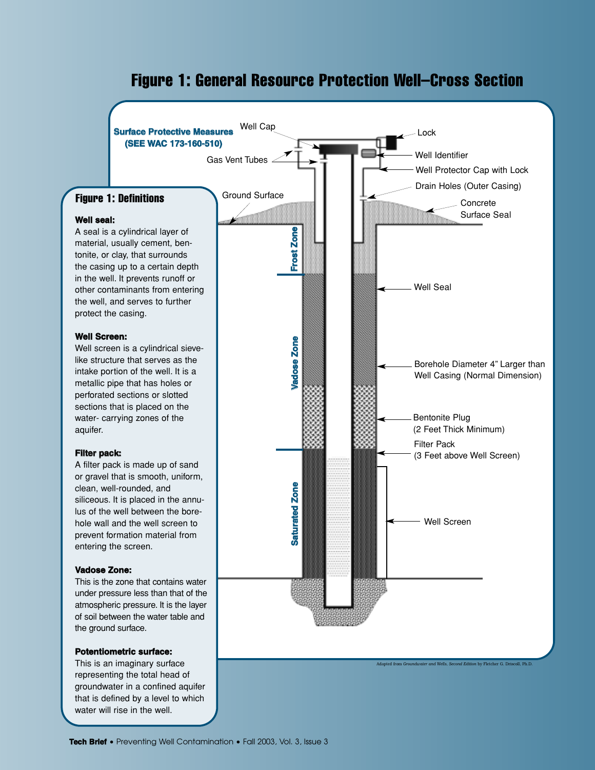# Figure 1: General Resource Protection Well–Cross Section

**Surface Protective Measures (SEE WAC 173-160-510)**

Well Cap

Gas Vent Tubes

Lock

Well Identifier

Well Protector Cap with Lock

Drain Holes (Outer Casing)

Ground Surface

Concrete Surface Seal

Frost Zone

Vadose Zone

Saturated Zone

Well Seal

Borehole Diameter 4" Larger than Well Casing (Normal Dimension)

Bentonite Plug (2 Feet Thick Minimum)

Filter Pack (3 Feet above Well Screen)

Well Screen

Adapted from *Groundwater and Wells, Second Edition* by Fletcher G. Driscoll, Ph.D.

## Figure 1: Definitions

**Well seal:**
A seal is a cylindrical layer of material, usually cement, bentonite, or clay, that surrounds the casing up to a certain depth in the well. It prevents runoff or other contaminants from entering the well, and serves to further protect the casing.

**Well Screen:**
Well screen is a cylindrical sieve-like structure that serves as the intake portion of the well. It is a metallic pipe that has holes or perforated sections or slotted sections that is placed on the water- carrying zones of the aquifer.

**Filter pack:**
A filter pack is made up of sand or gravel that is smooth, uniform, clean, well-rounded, and siliceous. It is placed in the annulus of the well between the borehole wall and the well screen to prevent formation material from entering the screen.

**Vadose Zone:**
This is the zone that contains water under pressure less than that of the atmospheric pressure. It is the layer of soil between the water table and the ground surface.

**Potentiometric surface:**
This is an imaginary surface representing the total head of groundwater in a confined aquifer that is defined by a level to which water will rise in the well.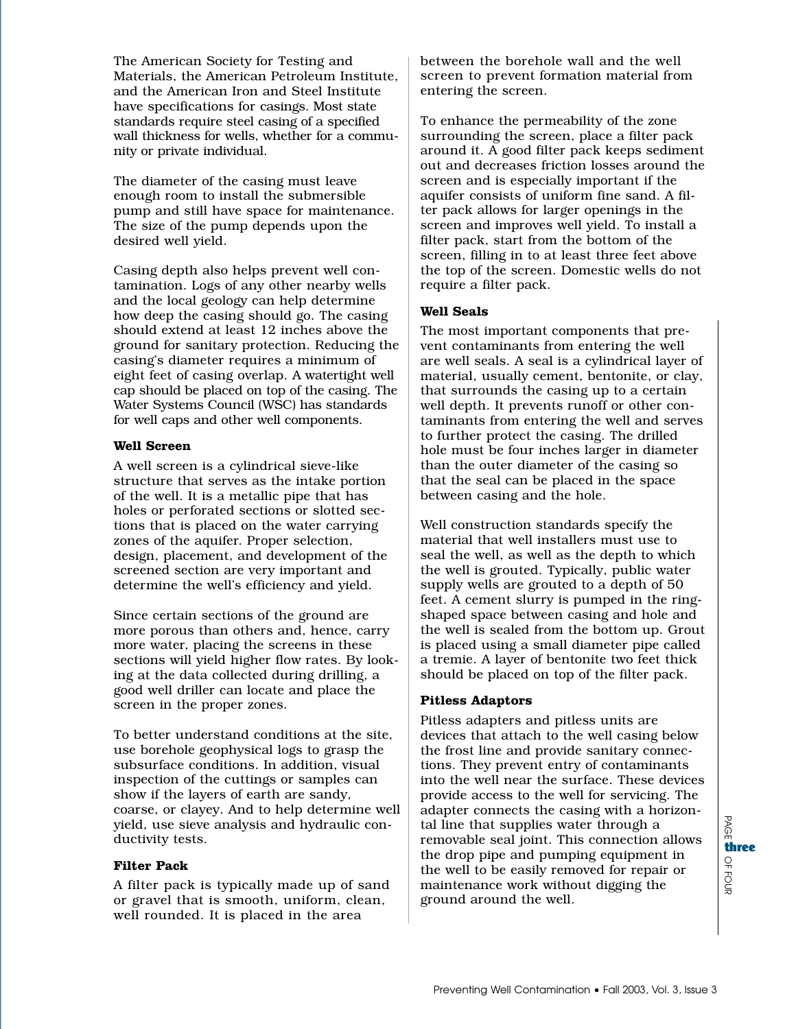The American Society for Testing and Materials, the American Petroleum Institute, and the American Iron and Steel Institute have specifications for casings. Most state standards require steel casing of a specified wall thickness for wells, whether for a community or private individual.

The diameter of the casing must leave enough room to install the submersible pump and still have space for maintenance. The size of the pump depends upon the desired well yield.

Casing depth also helps prevent well contamination. Logs of any other nearby wells and the local geology can help determine how deep the casing should go. The casing should extend at least 12 inches above the ground for sanitary protection. Reducing the casing's diameter requires a minimum of eight feet of casing overlap. A watertight well cap should be placed on top of the casing. The Water Systems Council (WSC) has standards for well caps and other well components.

### Well Screen

A well screen is a cylindrical sieve-like structure that serves as the intake portion of the well. It is a metallic pipe that has holes or perforated sections or slotted sections that is placed on the water carrying zones of the aquifer. Proper selection, design, placement, and development of the screened section are very important and determine the well's efficiency and yield.

Since certain sections of the ground are more porous than others and, hence, carry more water, placing the screens in these sections will yield higher flow rates. By looking at the data collected during drilling, a good well driller can locate and place the screen in the proper zones.

To better understand conditions at the site, use borehole geophysical logs to grasp the subsurface conditions. In addition, visual inspection of the cuttings or samples can show if the layers of earth are sandy, coarse, or clayey. And to help determine well yield, use sieve analysis and hydraulic conductivity tests.

### Filter Pack

A filter pack is typically made up of sand or gravel that is smooth, uniform, clean, well rounded. It is placed in the area between the borehole wall and the well screen to prevent formation material from entering the screen.

To enhance the permeability of the zone surrounding the screen, place a filter pack around it. A good filter pack keeps sediment out and decreases friction losses around the screen and is especially important if the aquifer consists of uniform fine sand. A filter pack allows for larger openings in the screen and improves well yield. To install a filter pack, start from the bottom of the screen, filling in to at least three feet above the top of the screen. Domestic wells do not require a filter pack.

### Well Seals

The most important components that prevent contaminants from entering the well are well seals. A seal is a cylindrical layer of material, usually cement, bentonite, or clay, that surrounds the casing up to a certain well depth. It prevents runoff or other contaminants from entering the well and serves to further protect the casing. The drilled hole must be four inches larger in diameter than the outer diameter of the casing so that the seal can be placed in the space between casing and the hole.

Well construction standards specify the material that well installers must use to seal the well, as well as the depth to which the well is grouted. Typically, public water supply wells are grouted to a depth of 50 feet. A cement slurry is pumped in the ring-shaped space between casing and hole and the well is sealed from the bottom up. Grout is placed using a small diameter pipe called a tremie. A layer of bentonite two feet thick should be placed on top of the filter pack.

### Pitless Adaptors

Pitless adapters and pitless units are devices that attach to the well casing below the frost line and provide sanitary connections. They prevent entry of contaminants into the well near the surface. These devices provide access to the well for servicing. The adapter connects the casing with a horizontal line that supplies water through a removable seal joint. This connection allows the drop pipe and pumping equipment in the well to be easily removed for repair or maintenance work without digging the ground around the well.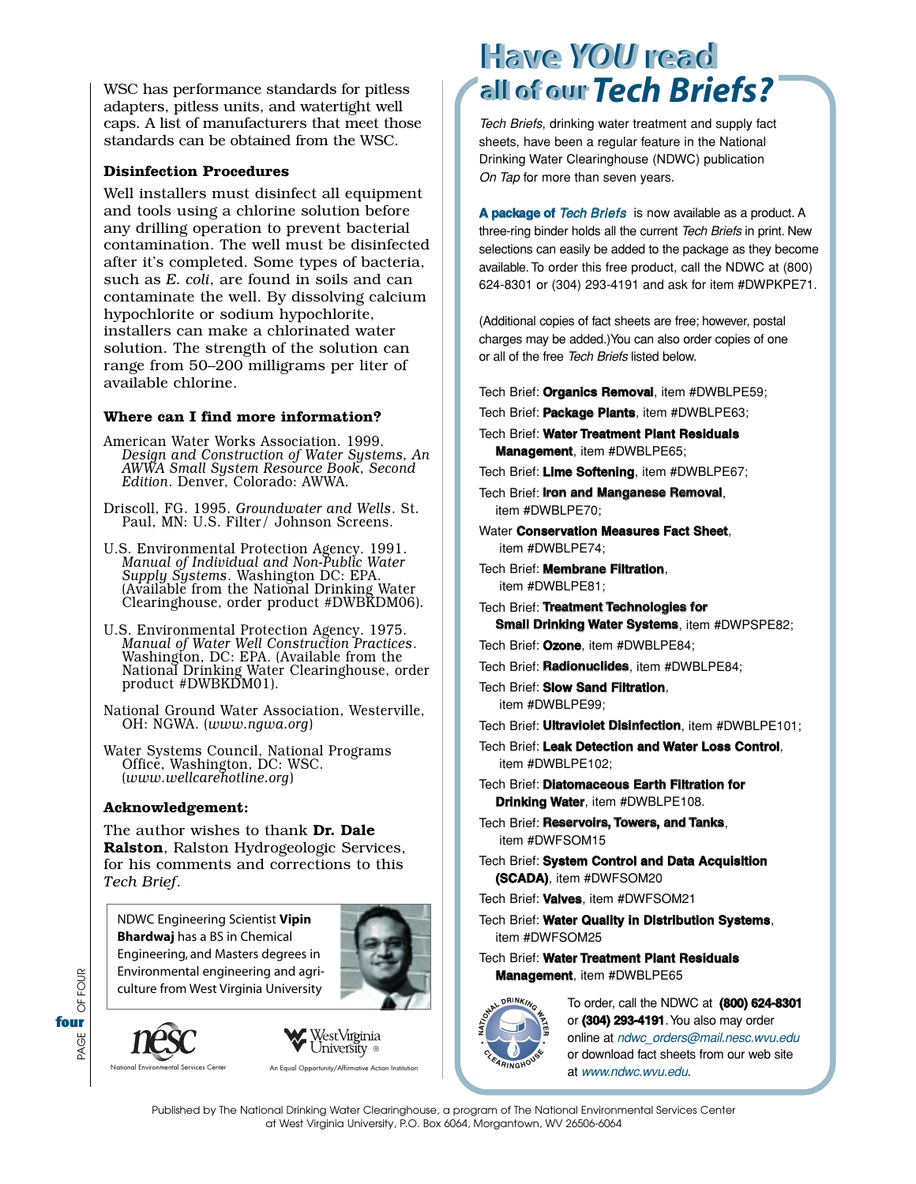WSC has performance standards for pitless adapters, pitless units, and watertight well caps. A list of manufacturers that meet those standards can be obtained from the WSC.

### Disinfection Procedures

Well installers must disinfect all equipment and tools using a chlorine solution before any drilling operation to prevent bacterial contamination. The well must be disinfected after it's completed. Some types of bacteria, such as *E. coli*, are found in soils and can contaminate the well. By dissolving calcium hypochlorite or sodium hypochlorite, installers can make a chlorinated water solution. The strength of the solution can range from 50–200 milligrams per liter of available chlorine.

### Where can I find more information?

American Water Works Association. 1999. *Design and Construction of Water Systems, An AWWA Small System Resource Book, Second Edition*. Denver, Colorado: AWWA.

Driscoll, FG. 1995. *Groundwater and Wells*. St. Paul, MN: U.S. Filter/ Johnson Screens.

U.S. Environmental Protection Agency. 1991. *Manual of Individual and Non-Public Water Supply Systems*. Washington DC: EPA. (Available from the National Drinking Water Clearinghouse, order product #DWBKDM06).

U.S. Environmental Protection Agency. 1975. *Manual of Water Well Construction Practices*. Washington, DC: EPA. (Available from the National Drinking Water Clearinghouse, order product #DWBKDM01).

National Ground Water Association, Westerville, OH: NGWA. (*www.ngwa.org*)

Water Systems Council, National Programs Office, Washington, DC: WSC. (*www.wellcarehotline.org*)

### Acknowledgement:

The author wishes to thank **Dr. Dale Ralston**, Ralston Hydrogeologic Services, for his comments and corrections to this *Tech Brief*.

NDWC Engineering Scientist **Vipin Bhardwaj** has a BS in Chemical Engineering, and Masters degrees in Environmental engineering and agriculture from West Virginia University

National Environmental Services Center

An Equal Opportunity/Affirmative Action Institution

## Have YOU read all of our *Tech Briefs?*

*Tech Briefs*, drinking water treatment and supply fact sheets, have been a regular feature in the National Drinking Water Clearinghouse (NDWC) publication *On Tap* for more than seven years.

**A package of *Tech Briefs*** is now available as a product. A three-ring binder holds all the current *Tech Briefs* in print. New selections can easily be added to the package as they become available. To order this free product, call the NDWC at (800) 624-8301 or (304) 293-4191 and ask for item #DWPKPE71.

(Additional copies of fact sheets are free; however, postal charges may be added.) You can also order copies of one or all of the free *Tech Briefs* listed below.

- Tech Brief: **Organics Removal**, item #DWBLPE59;
- Tech Brief: **Package Plants**, item #DWBLPE63;
- Tech Brief: **Water Treatment Plant Residuals Management**, item #DWBLPE65;
- Tech Brief: **Lime Softening**, item #DWBLPE67;
- Tech Brief: **Iron and Manganese Removal**, item #DWBLPE70;
- Water **Conservation Measures Fact Sheet**, item #DWBLPE74;
- Tech Brief: **Membrane Filtration**, item #DWBLPE81;
- Tech Brief: **Treatment Technologies for Small Drinking Water Systems**, item #DWPSPE82;
- Tech Brief: **Ozone**, item #DWBLPE84;
- Tech Brief: **Radionuclides**, item #DWBLPE84;
- Tech Brief: **Slow Sand Filtration**, item #DWBLPE99;
- Tech Brief: **Ultraviolet Disinfection**, item #DWBLPE101;
- Tech Brief: **Leak Detection and Water Loss Control**, item #DWBLPE102;
- Tech Brief: **Diatomaceous Earth Filtration for Drinking Water**, item #DWBLPE108.
- Tech Brief: **Reservoirs, Towers, and Tanks**, item #DWFSOM15
- Tech Brief: **System Control and Data Acquisition (SCADA)**, item #DWFSOM20
- Tech Brief: **Valves**, item #DWFSOM21
- Tech Brief: **Water Quality in Distribution Systems**, item #DWFSOM25
- Tech Brief: **Water Treatment Plant Residuals Management**, item #DWBLPE65

To order, call the NDWC at **(800) 624-8301** or **(304) 293-4191**. You also may order online at *ndwc_orders@mail.nesc.wvu.edu* or download fact sheets from our web site at *www.ndwc.wvu.edu*.

Published by The National Drinking Water Clearinghouse, a program of The National Environmental Services Center at West Virginia University, P.O. Box 6064, Morgantown, WV 26506-6064